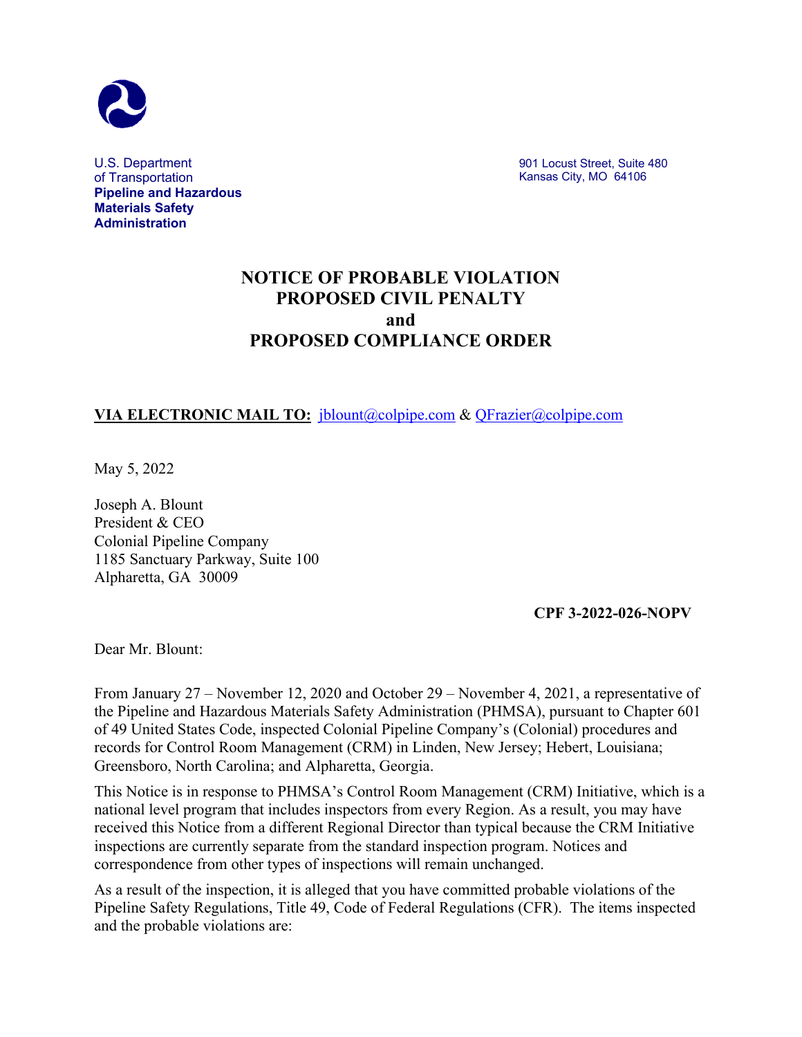U.S. Department of Transportation
**Pipeline and Hazardous Materials Safety Administration**

901 Locust Street, Suite 480
Kansas City, MO 64106

# NOTICE OF PROBABLE VIOLATION PROPOSED CIVIL PENALTY and PROPOSED COMPLIANCE ORDER

**VIA ELECTRONIC MAIL TO:** jblount@colpipe.com & QFrazier@colpipe.com

May 5, 2022

Joseph A. Blount
President & CEO
Colonial Pipeline Company
1185 Sanctuary Parkway, Suite 100
Alpharetta, GA 30009

**CPF 3-2022-026-NOPV**

Dear Mr. Blount:

From January 27 – November 12, 2020 and October 29 – November 4, 2021, a representative of the Pipeline and Hazardous Materials Safety Administration (PHMSA), pursuant to Chapter 601 of 49 United States Code, inspected Colonial Pipeline Company's (Colonial) procedures and records for Control Room Management (CRM) in Linden, New Jersey; Hebert, Louisiana; Greensboro, North Carolina; and Alpharetta, Georgia.

This Notice is in response to PHMSA's Control Room Management (CRM) Initiative, which is a national level program that includes inspectors from every Region. As a result, you may have received this Notice from a different Regional Director than typical because the CRM Initiative inspections are currently separate from the standard inspection program. Notices and correspondence from other types of inspections will remain unchanged.

As a result of the inspection, it is alleged that you have committed probable violations of the Pipeline Safety Regulations, Title 49, Code of Federal Regulations (CFR). The items inspected and the probable violations are: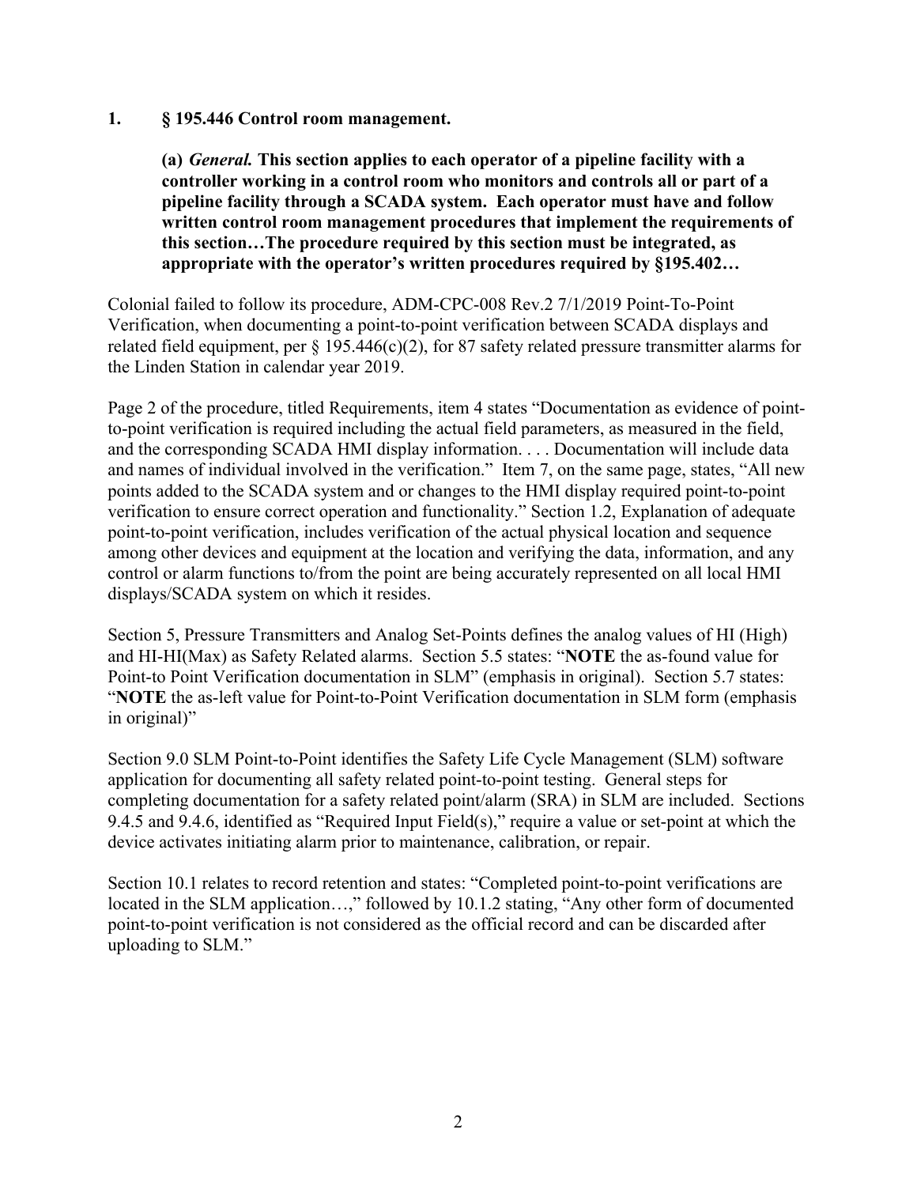**1. § 195.446 Control room management.**

> **(a) *General.* This section applies to each operator of a pipeline facility with a controller working in a control room who monitors and controls all or part of a pipeline facility through a SCADA system. Each operator must have and follow written control room management procedures that implement the requirements of this section…The procedure required by this section must be integrated, as appropriate with the operator's written procedures required by §195.402…**

Colonial failed to follow its procedure, ADM-CPC-008 Rev.2 7/1/2019 Point-To-Point Verification, when documenting a point-to-point verification between SCADA displays and related field equipment, per § 195.446(c)(2), for 87 safety related pressure transmitter alarms for the Linden Station in calendar year 2019.

Page 2 of the procedure, titled Requirements, item 4 states "Documentation as evidence of point-to-point verification is required including the actual field parameters, as measured in the field, and the corresponding SCADA HMI display information. . . . Documentation will include data and names of individual involved in the verification." Item 7, on the same page, states, "All new points added to the SCADA system and or changes to the HMI display required point-to-point verification to ensure correct operation and functionality." Section 1.2, Explanation of adequate point-to-point verification, includes verification of the actual physical location and sequence among other devices and equipment at the location and verifying the data, information, and any control or alarm functions to/from the point are being accurately represented on all local HMI displays/SCADA system on which it resides.

Section 5, Pressure Transmitters and Analog Set-Points defines the analog values of HI (High) and HI-HI(Max) as Safety Related alarms. Section 5.5 states: "**NOTE** the as-found value for Point-to Point Verification documentation in SLM" (emphasis in original). Section 5.7 states: "**NOTE** the as-left value for Point-to-Point Verification documentation in SLM form (emphasis in original)"

Section 9.0 SLM Point-to-Point identifies the Safety Life Cycle Management (SLM) software application for documenting all safety related point-to-point testing. General steps for completing documentation for a safety related point/alarm (SRA) in SLM are included. Sections 9.4.5 and 9.4.6, identified as "Required Input Field(s)," require a value or set-point at which the device activates initiating alarm prior to maintenance, calibration, or repair.

Section 10.1 relates to record retention and states: "Completed point-to-point verifications are located in the SLM application…," followed by 10.1.2 stating, "Any other form of documented point-to-point verification is not considered as the official record and can be discarded after uploading to SLM."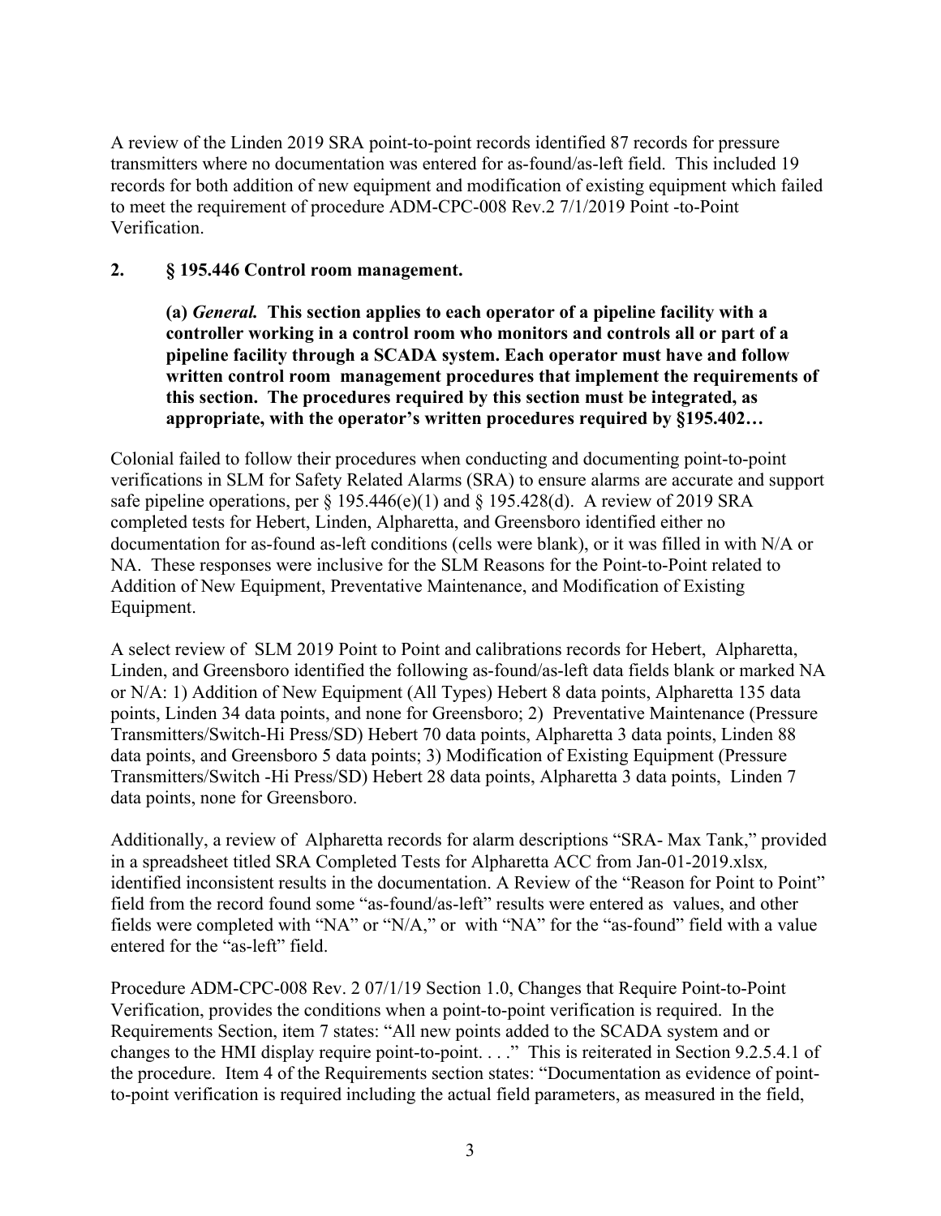A review of the Linden 2019 SRA point-to-point records identified 87 records for pressure transmitters where no documentation was entered for as-found/as-left field. This included 19 records for both addition of new equipment and modification of existing equipment which failed to meet the requirement of procedure ADM-CPC-008 Rev.2 7/1/2019 Point -to-Point Verification.

**2. § 195.446 Control room management.**

> **(a)** ***General.*** **This section applies to each operator of a pipeline facility with a controller working in a control room who monitors and controls all or part of a pipeline facility through a SCADA system. Each operator must have and follow written control room management procedures that implement the requirements of this section. The procedures required by this section must be integrated, as appropriate, with the operator's written procedures required by §195.402…**

Colonial failed to follow their procedures when conducting and documenting point-to-point verifications in SLM for Safety Related Alarms (SRA) to ensure alarms are accurate and support safe pipeline operations, per § 195.446(e)(1) and § 195.428(d). A review of 2019 SRA completed tests for Hebert, Linden, Alpharetta, and Greensboro identified either no documentation for as-found as-left conditions (cells were blank), or it was filled in with N/A or NA. These responses were inclusive for the SLM Reasons for the Point-to-Point related to Addition of New Equipment, Preventative Maintenance, and Modification of Existing Equipment.

A select review of SLM 2019 Point to Point and calibrations records for Hebert, Alpharetta, Linden, and Greensboro identified the following as-found/as-left data fields blank or marked NA or N/A: 1) Addition of New Equipment (All Types) Hebert 8 data points, Alpharetta 135 data points, Linden 34 data points, and none for Greensboro; 2) Preventative Maintenance (Pressure Transmitters/Switch-Hi Press/SD) Hebert 70 data points, Alpharetta 3 data points, Linden 88 data points, and Greensboro 5 data points; 3) Modification of Existing Equipment (Pressure Transmitters/Switch -Hi Press/SD) Hebert 28 data points, Alpharetta 3 data points, Linden 7 data points, none for Greensboro.

Additionally, a review of Alpharetta records for alarm descriptions "SRA- Max Tank," provided in a spreadsheet titled SRA Completed Tests for Alpharetta ACC from Jan-01-2019.xlsx*,* identified inconsistent results in the documentation. A Review of the "Reason for Point to Point" field from the record found some "as-found/as-left" results were entered as values, and other fields were completed with "NA" or "N/A," or with "NA" for the "as-found" field with a value entered for the "as-left" field.

Procedure ADM-CPC-008 Rev. 2 07/1/19 Section 1.0, Changes that Require Point-to-Point Verification, provides the conditions when a point-to-point verification is required. In the Requirements Section, item 7 states: "All new points added to the SCADA system and or changes to the HMI display require point-to-point. . . ." This is reiterated in Section 9.2.5.4.1 of the procedure. Item 4 of the Requirements section states: "Documentation as evidence of point-to-point verification is required including the actual field parameters, as measured in the field,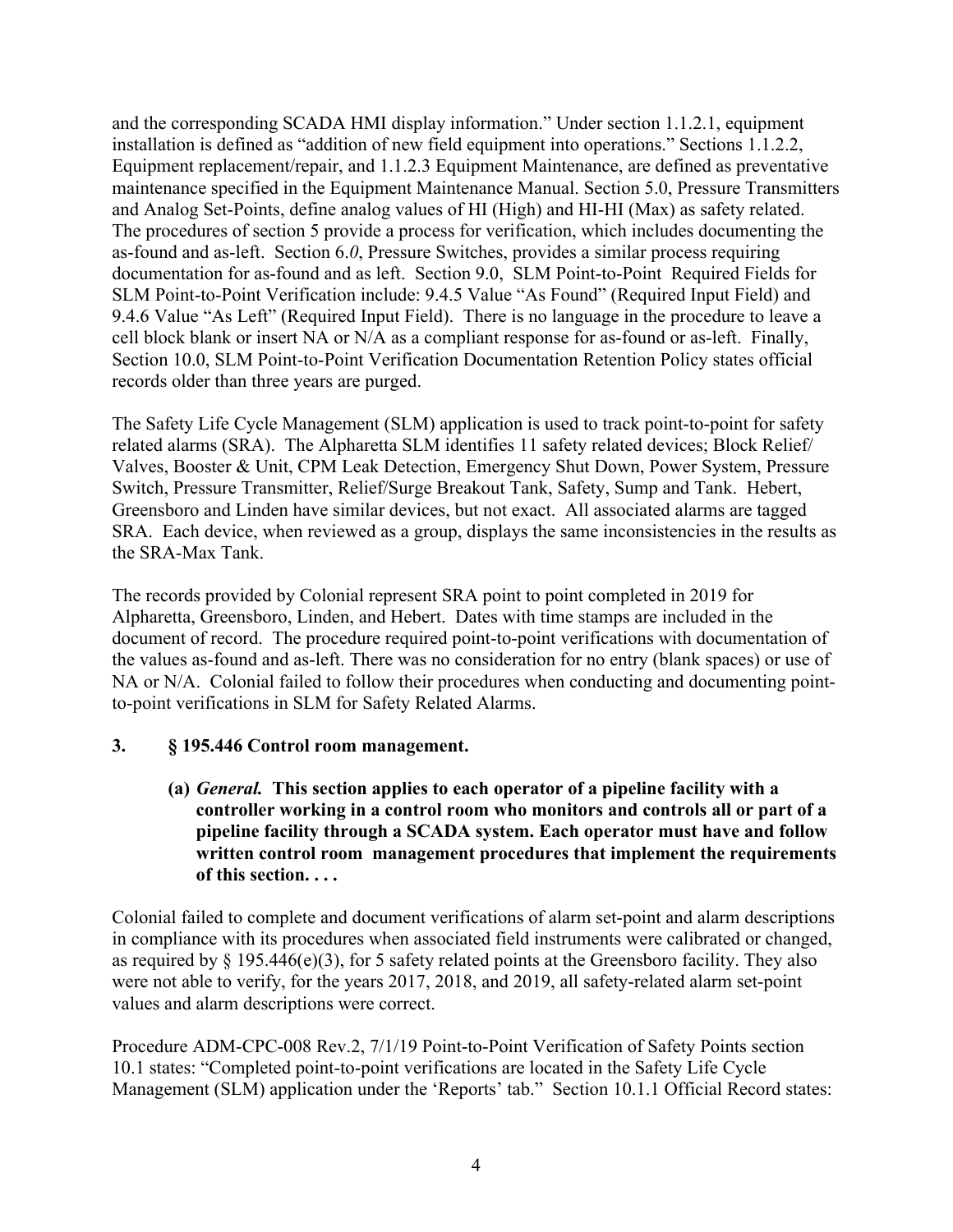and the corresponding SCADA HMI display information." Under section 1.1.2.1, equipment installation is defined as "addition of new field equipment into operations." Sections 1.1.2.2, Equipment replacement/repair, and 1.1.2.3 Equipment Maintenance, are defined as preventative maintenance specified in the Equipment Maintenance Manual. Section 5.0, Pressure Transmitters and Analog Set-Points, define analog values of HI (High) and HI-HI (Max) as safety related. The procedures of section 5 provide a process for verification, which includes documenting the as-found and as-left. Section 6.*0*, Pressure Switches, provides a similar process requiring documentation for as-found and as left. Section 9.0, SLM Point-to-Point Required Fields for SLM Point-to-Point Verification include: 9.4.5 Value "As Found" (Required Input Field) and 9.4.6 Value "As Left" (Required Input Field). There is no language in the procedure to leave a cell block blank or insert NA or N/A as a compliant response for as-found or as-left. Finally, Section 10.0, SLM Point-to-Point Verification Documentation Retention Policy states official records older than three years are purged.

The Safety Life Cycle Management (SLM) application is used to track point-to-point for safety related alarms (SRA). The Alpharetta SLM identifies 11 safety related devices; Block Relief/ Valves, Booster & Unit, CPM Leak Detection, Emergency Shut Down, Power System, Pressure Switch, Pressure Transmitter, Relief/Surge Breakout Tank, Safety, Sump and Tank. Hebert, Greensboro and Linden have similar devices, but not exact. All associated alarms are tagged SRA. Each device, when reviewed as a group, displays the same inconsistencies in the results as the SRA-Max Tank.

The records provided by Colonial represent SRA point to point completed in 2019 for Alpharetta, Greensboro, Linden, and Hebert. Dates with time stamps are included in the document of record. The procedure required point-to-point verifications with documentation of the values as-found and as-left. There was no consideration for no entry (blank spaces) or use of NA or N/A. Colonial failed to follow their procedures when conducting and documenting point-to-point verifications in SLM for Safety Related Alarms.

**3. § 195.446 Control room management.**

> **(a)** ***General.*** **This section applies to each operator of a pipeline facility with a controller working in a control room who monitors and controls all or part of a pipeline facility through a SCADA system. Each operator must have and follow written control room management procedures that implement the requirements of this section. . . .**

Colonial failed to complete and document verifications of alarm set-point and alarm descriptions in compliance with its procedures when associated field instruments were calibrated or changed, as required by § 195.446(e)(3), for 5 safety related points at the Greensboro facility. They also were not able to verify, for the years 2017, 2018, and 2019, all safety-related alarm set-point values and alarm descriptions were correct.

Procedure ADM-CPC-008 Rev.2, 7/1/19 Point-to-Point Verification of Safety Points section 10.1 states: "Completed point-to-point verifications are located in the Safety Life Cycle Management (SLM) application under the 'Reports' tab." Section 10.1.1 Official Record states: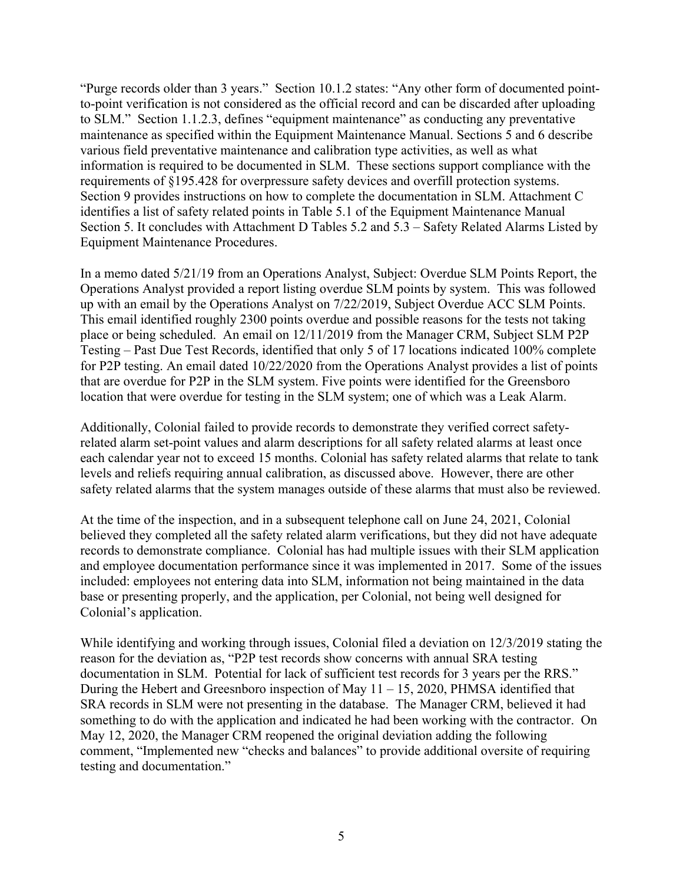"Purge records older than 3 years." Section 10.1.2 states: "Any other form of documented point-to-point verification is not considered as the official record and can be discarded after uploading to SLM." Section 1.1.2.3, defines "equipment maintenance" as conducting any preventative maintenance as specified within the Equipment Maintenance Manual. Sections 5 and 6 describe various field preventative maintenance and calibration type activities, as well as what information is required to be documented in SLM. These sections support compliance with the requirements of §195.428 for overpressure safety devices and overfill protection systems. Section 9 provides instructions on how to complete the documentation in SLM. Attachment C identifies a list of safety related points in Table 5.1 of the Equipment Maintenance Manual Section 5. It concludes with Attachment D Tables 5.2 and 5.3 – Safety Related Alarms Listed by Equipment Maintenance Procedures.

In a memo dated 5/21/19 from an Operations Analyst, Subject: Overdue SLM Points Report, the Operations Analyst provided a report listing overdue SLM points by system. This was followed up with an email by the Operations Analyst on 7/22/2019, Subject Overdue ACC SLM Points. This email identified roughly 2300 points overdue and possible reasons for the tests not taking place or being scheduled. An email on 12/11/2019 from the Manager CRM, Subject SLM P2P Testing – Past Due Test Records, identified that only 5 of 17 locations indicated 100% complete for P2P testing. An email dated 10/22/2020 from the Operations Analyst provides a list of points that are overdue for P2P in the SLM system. Five points were identified for the Greensboro location that were overdue for testing in the SLM system; one of which was a Leak Alarm.

Additionally, Colonial failed to provide records to demonstrate they verified correct safety-related alarm set-point values and alarm descriptions for all safety related alarms at least once each calendar year not to exceed 15 months. Colonial has safety related alarms that relate to tank levels and reliefs requiring annual calibration, as discussed above. However, there are other safety related alarms that the system manages outside of these alarms that must also be reviewed.

At the time of the inspection, and in a subsequent telephone call on June 24, 2021, Colonial believed they completed all the safety related alarm verifications, but they did not have adequate records to demonstrate compliance. Colonial has had multiple issues with their SLM application and employee documentation performance since it was implemented in 2017. Some of the issues included: employees not entering data into SLM, information not being maintained in the data base or presenting properly, and the application, per Colonial, not being well designed for Colonial's application.

While identifying and working through issues, Colonial filed a deviation on 12/3/2019 stating the reason for the deviation as, "P2P test records show concerns with annual SRA testing documentation in SLM. Potential for lack of sufficient test records for 3 years per the RRS." During the Hebert and Greesnboro inspection of May 11 – 15, 2020, PHMSA identified that SRA records in SLM were not presenting in the database. The Manager CRM, believed it had something to do with the application and indicated he had been working with the contractor. On May 12, 2020, the Manager CRM reopened the original deviation adding the following comment, "Implemented new "checks and balances" to provide additional oversite of requiring testing and documentation."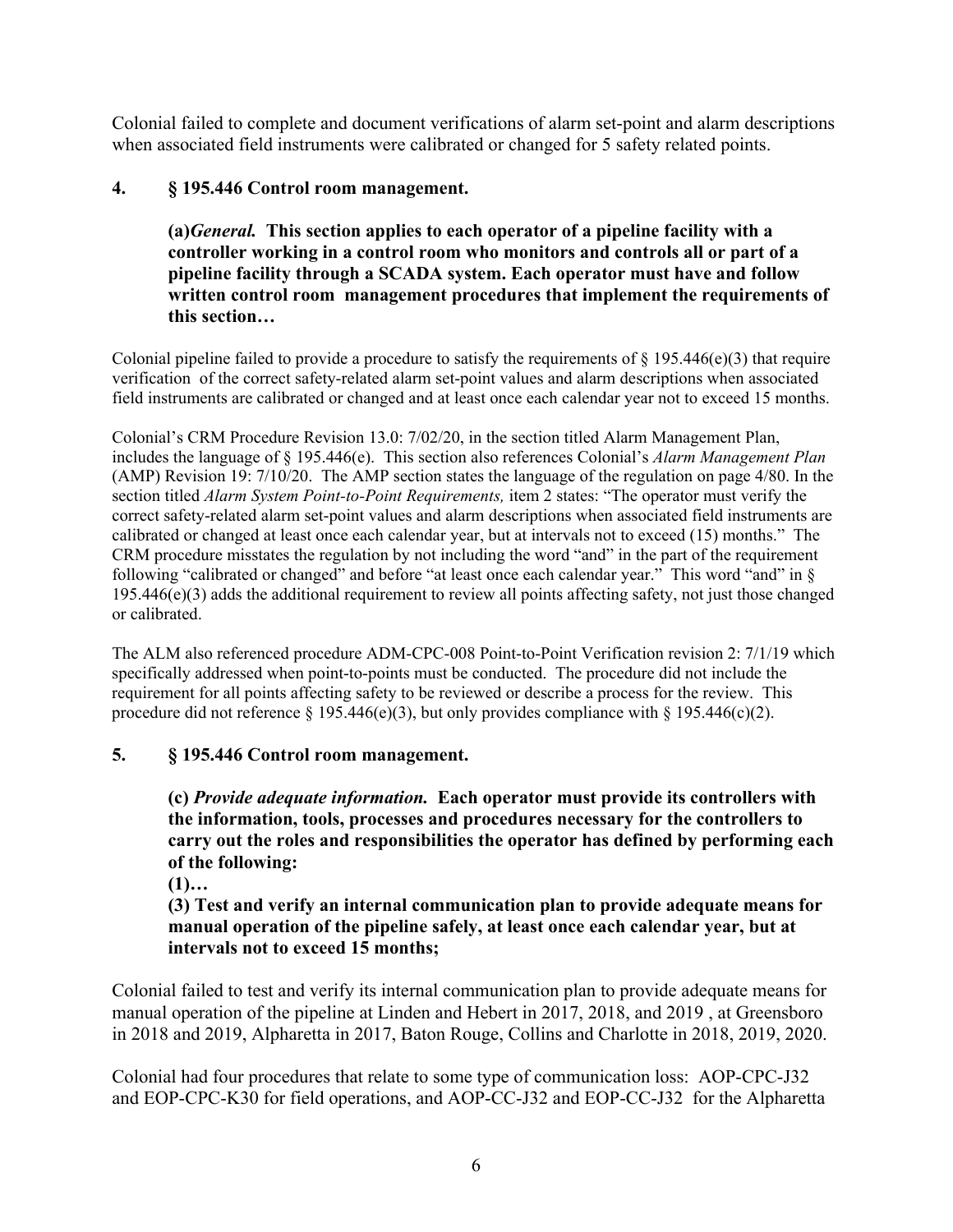Colonial failed to complete and document verifications of alarm set-point and alarm descriptions when associated field instruments were calibrated or changed for 5 safety related points.

**4. § 195.446 Control room management.**

> **(a)*General.* This section applies to each operator of a pipeline facility with a controller working in a control room who monitors and controls all or part of a pipeline facility through a SCADA system. Each operator must have and follow written control room management procedures that implement the requirements of this section…**

Colonial pipeline failed to provide a procedure to satisfy the requirements of § 195.446(e)(3) that require verification of the correct safety-related alarm set-point values and alarm descriptions when associated field instruments are calibrated or changed and at least once each calendar year not to exceed 15 months.

Colonial's CRM Procedure Revision 13.0: 7/02/20, in the section titled Alarm Management Plan, includes the language of § 195.446(e). This section also references Colonial's *Alarm Management Plan* (AMP) Revision 19: 7/10/20. The AMP section states the language of the regulation on page 4/80. In the section titled *Alarm System Point-to-Point Requirements,* item 2 states: "The operator must verify the correct safety-related alarm set-point values and alarm descriptions when associated field instruments are calibrated or changed at least once each calendar year, but at intervals not to exceed (15) months." The CRM procedure misstates the regulation by not including the word "and" in the part of the requirement following "calibrated or changed" and before "at least once each calendar year." This word "and" in § 195.446(e)(3) adds the additional requirement to review all points affecting safety, not just those changed or calibrated.

The ALM also referenced procedure ADM-CPC-008 Point-to-Point Verification revision 2: 7/1/19 which specifically addressed when point-to-points must be conducted. The procedure did not include the requirement for all points affecting safety to be reviewed or describe a process for the review. This procedure did not reference § 195.446(e)(3), but only provides compliance with § 195.446(c)(2).

**5. § 195.446 Control room management.**

> **(c) *Provide adequate information.* Each operator must provide its controllers with the information, tools, processes and procedures necessary for the controllers to carry out the roles and responsibilities the operator has defined by performing each of the following:**
>
> **(1)…**
>
> **(3) Test and verify an internal communication plan to provide adequate means for manual operation of the pipeline safely, at least once each calendar year, but at intervals not to exceed 15 months;**

Colonial failed to test and verify its internal communication plan to provide adequate means for manual operation of the pipeline at Linden and Hebert in 2017, 2018, and 2019 , at Greensboro in 2018 and 2019, Alpharetta in 2017, Baton Rouge, Collins and Charlotte in 2018, 2019, 2020.

Colonial had four procedures that relate to some type of communication loss: AOP-CPC-J32 and EOP-CPC-K30 for field operations, and AOP-CC-J32 and EOP-CC-J32 for the Alpharetta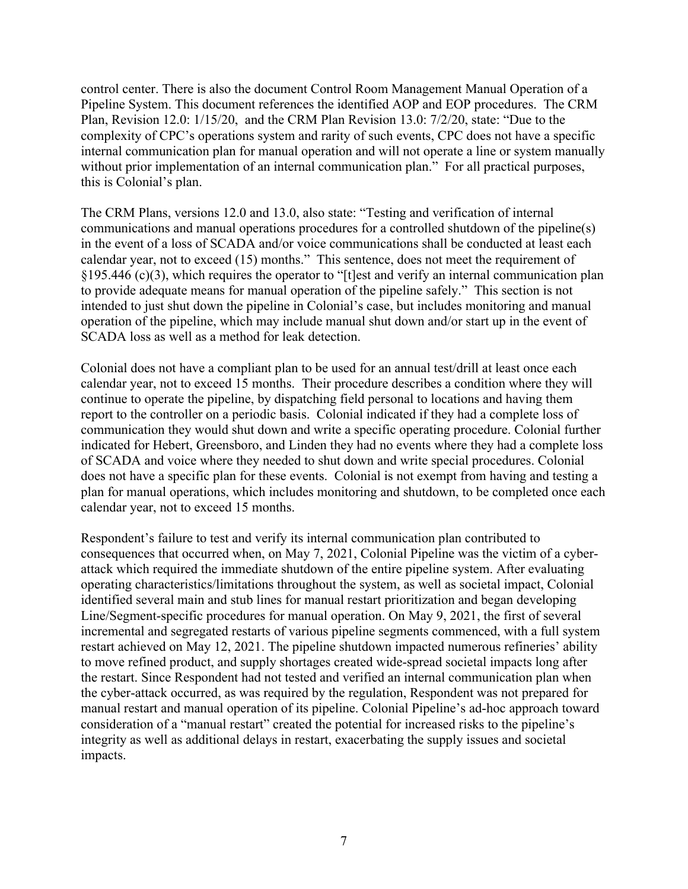control center. There is also the document Control Room Management Manual Operation of a Pipeline System. This document references the identified AOP and EOP procedures. The CRM Plan, Revision 12.0: 1/15/20, and the CRM Plan Revision 13.0: 7/2/20, state: "Due to the complexity of CPC's operations system and rarity of such events, CPC does not have a specific internal communication plan for manual operation and will not operate a line or system manually without prior implementation of an internal communication plan." For all practical purposes, this is Colonial's plan.

The CRM Plans, versions 12.0 and 13.0, also state: "Testing and verification of internal communications and manual operations procedures for a controlled shutdown of the pipeline(s) in the event of a loss of SCADA and/or voice communications shall be conducted at least each calendar year, not to exceed (15) months." This sentence, does not meet the requirement of §195.446 (c)(3), which requires the operator to "[t]est and verify an internal communication plan to provide adequate means for manual operation of the pipeline safely." This section is not intended to just shut down the pipeline in Colonial's case, but includes monitoring and manual operation of the pipeline, which may include manual shut down and/or start up in the event of SCADA loss as well as a method for leak detection.

Colonial does not have a compliant plan to be used for an annual test/drill at least once each calendar year, not to exceed 15 months. Their procedure describes a condition where they will continue to operate the pipeline, by dispatching field personal to locations and having them report to the controller on a periodic basis. Colonial indicated if they had a complete loss of communication they would shut down and write a specific operating procedure. Colonial further indicated for Hebert, Greensboro, and Linden they had no events where they had a complete loss of SCADA and voice where they needed to shut down and write special procedures. Colonial does not have a specific plan for these events. Colonial is not exempt from having and testing a plan for manual operations, which includes monitoring and shutdown, to be completed once each calendar year, not to exceed 15 months.

Respondent's failure to test and verify its internal communication plan contributed to consequences that occurred when, on May 7, 2021, Colonial Pipeline was the victim of a cyber-attack which required the immediate shutdown of the entire pipeline system. After evaluating operating characteristics/limitations throughout the system, as well as societal impact, Colonial identified several main and stub lines for manual restart prioritization and began developing Line/Segment-specific procedures for manual operation. On May 9, 2021, the first of several incremental and segregated restarts of various pipeline segments commenced, with a full system restart achieved on May 12, 2021. The pipeline shutdown impacted numerous refineries' ability to move refined product, and supply shortages created wide-spread societal impacts long after the restart. Since Respondent had not tested and verified an internal communication plan when the cyber-attack occurred, as was required by the regulation, Respondent was not prepared for manual restart and manual operation of its pipeline. Colonial Pipeline's ad-hoc approach toward consideration of a "manual restart" created the potential for increased risks to the pipeline's integrity as well as additional delays in restart, exacerbating the supply issues and societal impacts.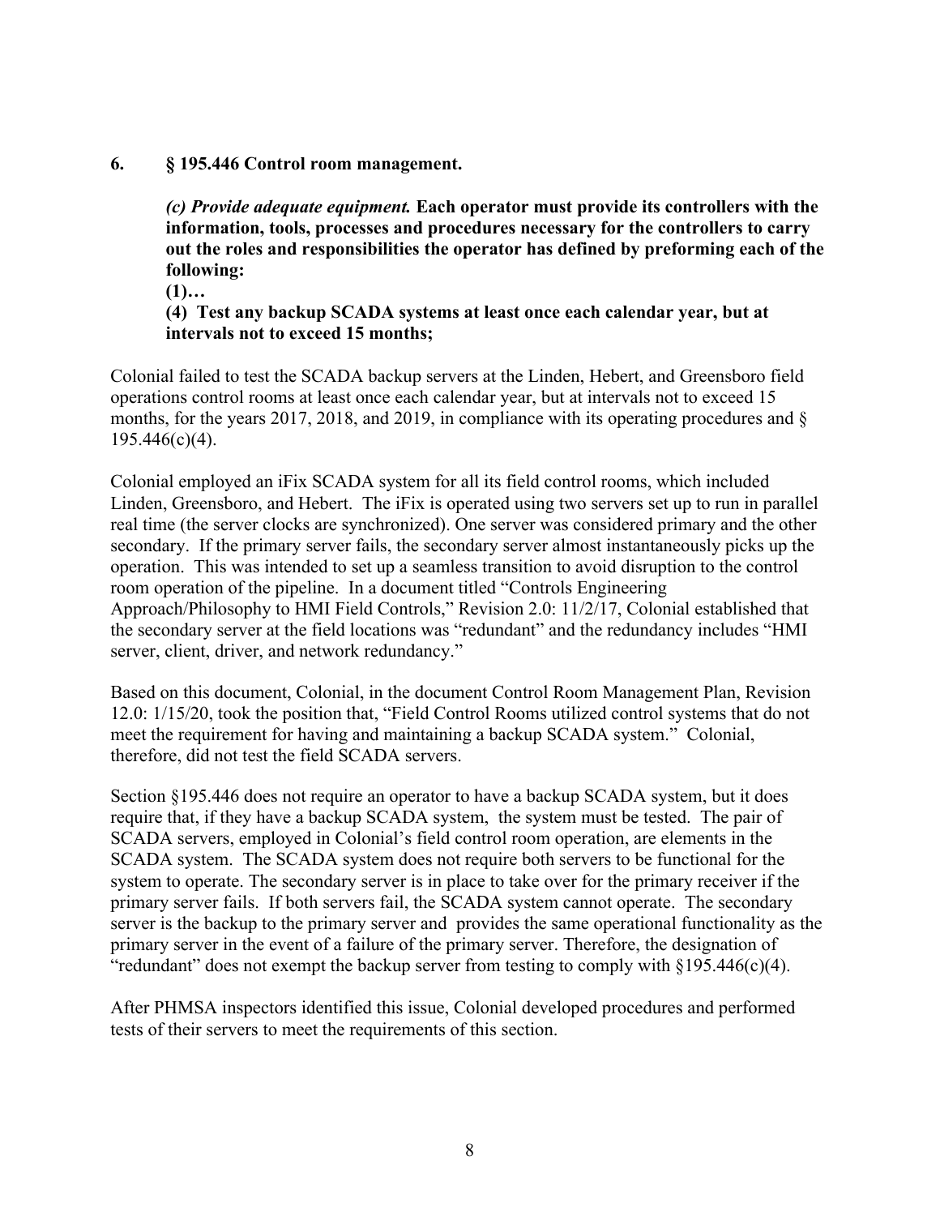**6. § 195.446 Control room management.**

> ***(c) Provide adequate equipment.*** **Each operator must provide its controllers with the information, tools, processes and procedures necessary for the controllers to carry out the roles and responsibilities the operator has defined by preforming each of the following:**
>
> **(1)…**
>
> **(4) Test any backup SCADA systems at least once each calendar year, but at intervals not to exceed 15 months;**

Colonial failed to test the SCADA backup servers at the Linden, Hebert, and Greensboro field operations control rooms at least once each calendar year, but at intervals not to exceed 15 months, for the years 2017, 2018, and 2019, in compliance with its operating procedures and § 195.446(c)(4).

Colonial employed an iFix SCADA system for all its field control rooms, which included Linden, Greensboro, and Hebert. The iFix is operated using two servers set up to run in parallel real time (the server clocks are synchronized). One server was considered primary and the other secondary. If the primary server fails, the secondary server almost instantaneously picks up the operation. This was intended to set up a seamless transition to avoid disruption to the control room operation of the pipeline. In a document titled "Controls Engineering Approach/Philosophy to HMI Field Controls," Revision 2.0: 11/2/17, Colonial established that the secondary server at the field locations was "redundant" and the redundancy includes "HMI server, client, driver, and network redundancy."

Based on this document, Colonial, in the document Control Room Management Plan, Revision 12.0: 1/15/20, took the position that, "Field Control Rooms utilized control systems that do not meet the requirement for having and maintaining a backup SCADA system." Colonial, therefore, did not test the field SCADA servers.

Section §195.446 does not require an operator to have a backup SCADA system, but it does require that, if they have a backup SCADA system, the system must be tested. The pair of SCADA servers, employed in Colonial's field control room operation, are elements in the SCADA system. The SCADA system does not require both servers to be functional for the system to operate. The secondary server is in place to take over for the primary receiver if the primary server fails. If both servers fail, the SCADA system cannot operate. The secondary server is the backup to the primary server and provides the same operational functionality as the primary server in the event of a failure of the primary server. Therefore, the designation of "redundant" does not exempt the backup server from testing to comply with §195.446(c)(4).

After PHMSA inspectors identified this issue, Colonial developed procedures and performed tests of their servers to meet the requirements of this section.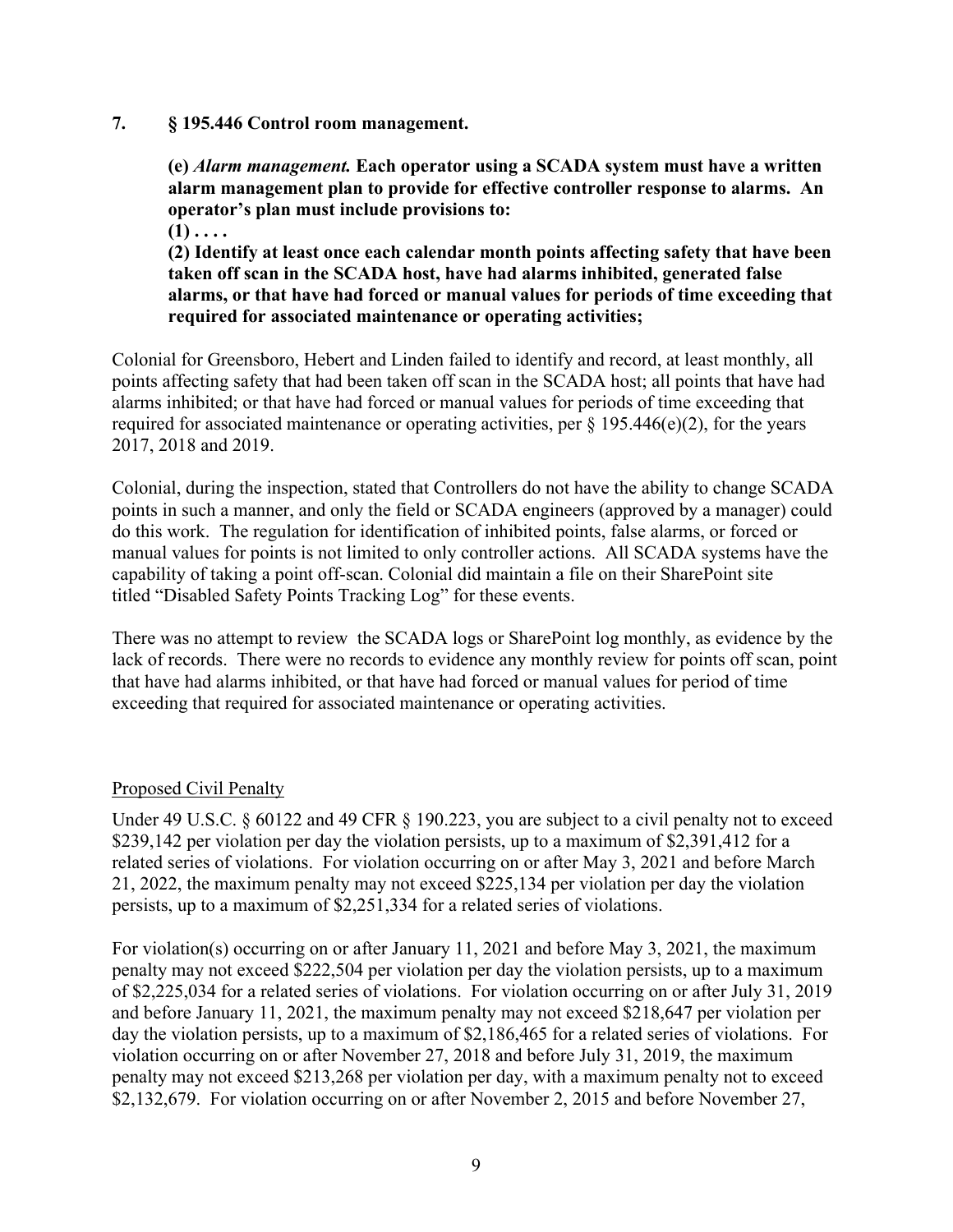**7. § 195.446 Control room management.**

**(e) *Alarm management.* Each operator using a SCADA system must have a written alarm management plan to provide for effective controller response to alarms. An operator's plan must include provisions to:**

**(1) . . . .**

**(2) Identify at least once each calendar month points affecting safety that have been taken off scan in the SCADA host, have had alarms inhibited, generated false alarms, or that have had forced or manual values for periods of time exceeding that required for associated maintenance or operating activities;**

Colonial for Greensboro, Hebert and Linden failed to identify and record, at least monthly, all points affecting safety that had been taken off scan in the SCADA host; all points that have had alarms inhibited; or that have had forced or manual values for periods of time exceeding that required for associated maintenance or operating activities, per § 195.446(e)(2), for the years 2017, 2018 and 2019.

Colonial, during the inspection, stated that Controllers do not have the ability to change SCADA points in such a manner, and only the field or SCADA engineers (approved by a manager) could do this work. The regulation for identification of inhibited points, false alarms, or forced or manual values for points is not limited to only controller actions. All SCADA systems have the capability of taking a point off-scan. Colonial did maintain a file on their SharePoint site titled "Disabled Safety Points Tracking Log" for these events.

There was no attempt to review the SCADA logs or SharePoint log monthly, as evidence by the lack of records. There were no records to evidence any monthly review for points off scan, point that have had alarms inhibited, or that have had forced or manual values for period of time exceeding that required for associated maintenance or operating activities.

Proposed Civil Penalty

Under 49 U.S.C. § 60122 and 49 CFR § 190.223, you are subject to a civil penalty not to exceed $239,142 per violation per day the violation persists, up to a maximum of $2,391,412 for a related series of violations. For violation occurring on or after May 3, 2021 and before March 21, 2022, the maximum penalty may not exceed $225,134 per violation per day the violation persists, up to a maximum of $2,251,334 for a related series of violations.

For violation(s) occurring on or after January 11, 2021 and before May 3, 2021, the maximum penalty may not exceed $222,504 per violation per day the violation persists, up to a maximum of $2,225,034 for a related series of violations. For violation occurring on or after July 31, 2019 and before January 11, 2021, the maximum penalty may not exceed $218,647 per violation per day the violation persists, up to a maximum of $2,186,465 for a related series of violations. For violation occurring on or after November 27, 2018 and before July 31, 2019, the maximum penalty may not exceed $213,268 per violation per day, with a maximum penalty not to exceed $2,132,679. For violation occurring on or after November 2, 2015 and before November 27,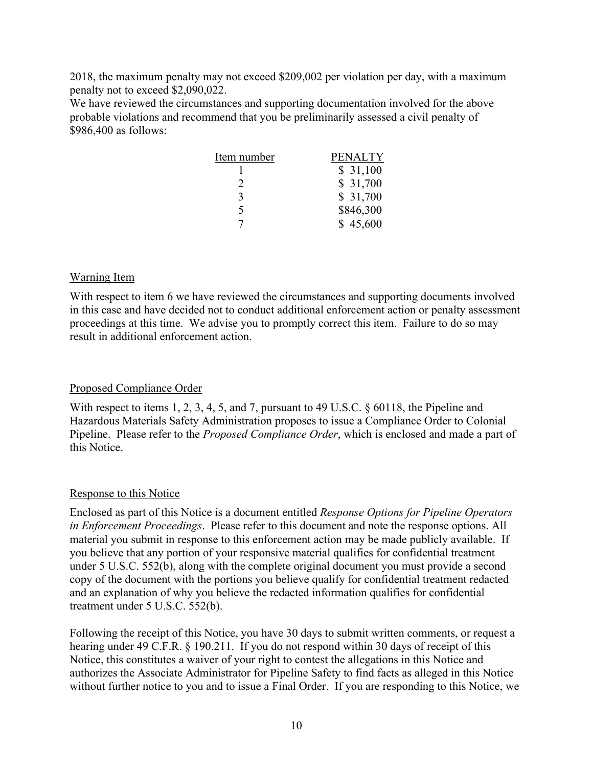2018, the maximum penalty may not exceed $209,002 per violation per day, with a maximum penalty not to exceed $2,090,022.

We have reviewed the circumstances and supporting documentation involved for the above probable violations and recommend that you be preliminarily assessed a civil penalty of $986,400 as follows:

| Item number | PENALTY |
|---|---|
| 1 | $ 31,100 |
| 2 | $ 31,700 |
| 3 | $ 31,700 |
| 5 | $846,300 |
| 7 | $ 45,600 |

## Warning Item

With respect to item 6 we have reviewed the circumstances and supporting documents involved in this case and have decided not to conduct additional enforcement action or penalty assessment proceedings at this time. We advise you to promptly correct this item. Failure to do so may result in additional enforcement action.

## Proposed Compliance Order

With respect to items 1, 2, 3, 4, 5, and 7, pursuant to 49 U.S.C. § 60118, the Pipeline and Hazardous Materials Safety Administration proposes to issue a Compliance Order to Colonial Pipeline. Please refer to the *Proposed Compliance Order*, which is enclosed and made a part of this Notice.

## Response to this Notice

Enclosed as part of this Notice is a document entitled *Response Options for Pipeline Operators in Enforcement Proceedings*. Please refer to this document and note the response options. All material you submit in response to this enforcement action may be made publicly available. If you believe that any portion of your responsive material qualifies for confidential treatment under 5 U.S.C. 552(b), along with the complete original document you must provide a second copy of the document with the portions you believe qualify for confidential treatment redacted and an explanation of why you believe the redacted information qualifies for confidential treatment under 5 U.S.C. 552(b).

Following the receipt of this Notice, you have 30 days to submit written comments, or request a hearing under 49 C.F.R. § 190.211. If you do not respond within 30 days of receipt of this Notice, this constitutes a waiver of your right to contest the allegations in this Notice and authorizes the Associate Administrator for Pipeline Safety to find facts as alleged in this Notice without further notice to you and to issue a Final Order. If you are responding to this Notice, we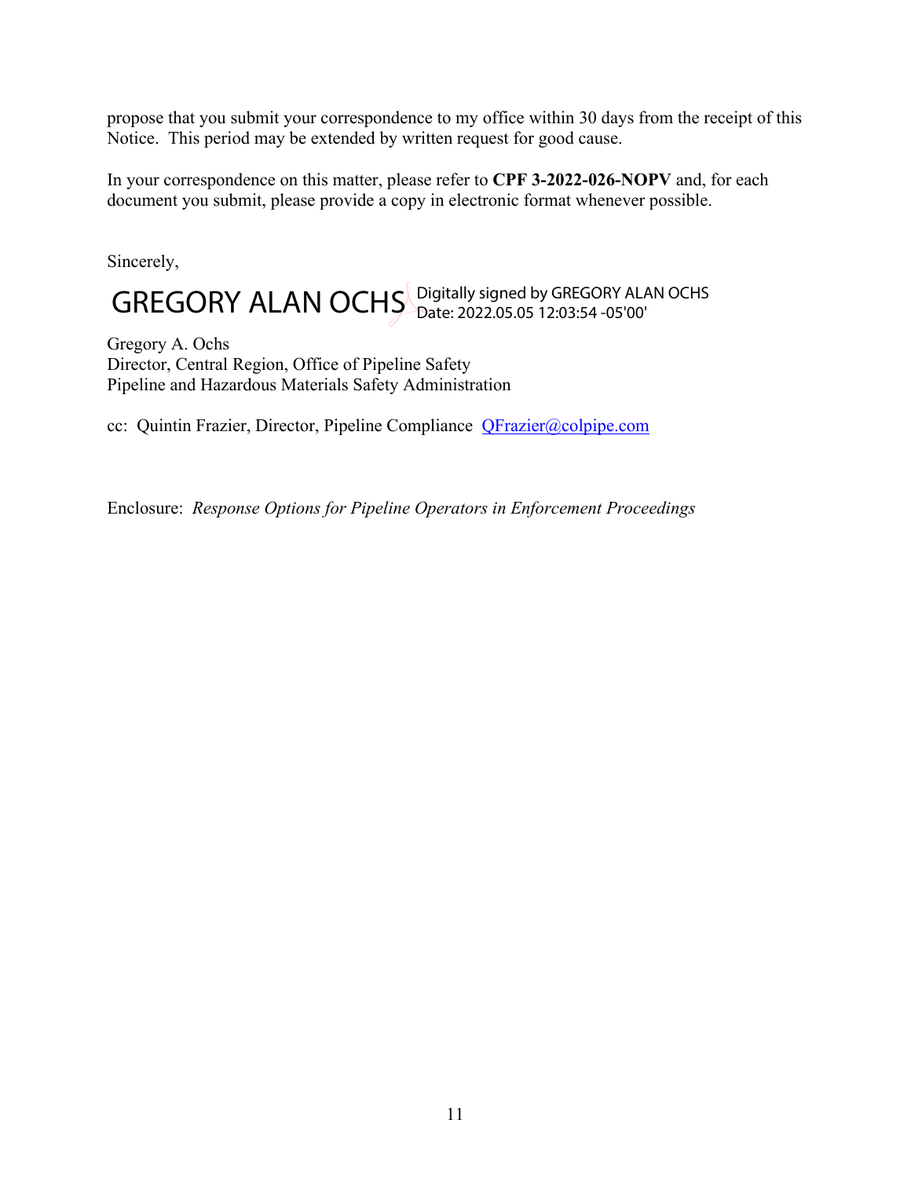propose that you submit your correspondence to my office within 30 days from the receipt of this Notice. This period may be extended by written request for good cause.

In your correspondence on this matter, please refer to **CPF 3-2022-026-NOPV** and, for each document you submit, please provide a copy in electronic format whenever possible.

Sincerely,

GREGORY ALAN OCHS Digitally signed by GREGORY ALAN OCHS
Date: 2022.05.05 12:03:54 -05'00'

Gregory A. Ochs
Director, Central Region, Office of Pipeline Safety
Pipeline and Hazardous Materials Safety Administration

cc: Quintin Frazier, Director, Pipeline Compliance QFrazier@colpipe.com

Enclosure: *Response Options for Pipeline Operators in Enforcement Proceedings*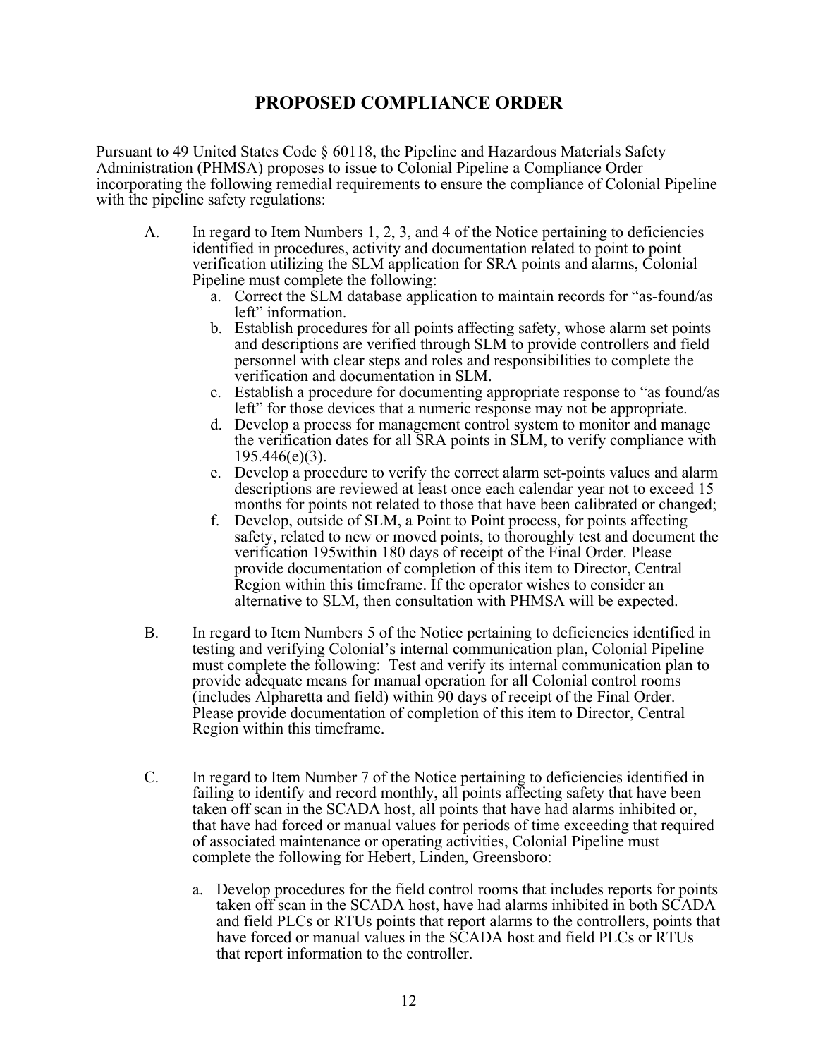# PROPOSED COMPLIANCE ORDER

Pursuant to 49 United States Code § 60118, the Pipeline and Hazardous Materials Safety Administration (PHMSA) proposes to issue to Colonial Pipeline a Compliance Order incorporating the following remedial requirements to ensure the compliance of Colonial Pipeline with the pipeline safety regulations:

A. In regard to Item Numbers 1, 2, 3, and 4 of the Notice pertaining to deficiencies identified in procedures, activity and documentation related to point to point verification utilizing the SLM application for SRA points and alarms, Colonial Pipeline must complete the following:
   a. Correct the SLM database application to maintain records for "as-found/as left" information.
   b. Establish procedures for all points affecting safety, whose alarm set points and descriptions are verified through SLM to provide controllers and field personnel with clear steps and roles and responsibilities to complete the verification and documentation in SLM.
   c. Establish a procedure for documenting appropriate response to "as found/as left" for those devices that a numeric response may not be appropriate.
   d. Develop a process for management control system to monitor and manage the verification dates for all SRA points in SLM, to verify compliance with 195.446(e)(3).
   e. Develop a procedure to verify the correct alarm set-points values and alarm descriptions are reviewed at least once each calendar year not to exceed 15 months for points not related to those that have been calibrated or changed;
   f. Develop, outside of SLM, a Point to Point process, for points affecting safety, related to new or moved points, to thoroughly test and document the verification 195within 180 days of receipt of the Final Order. Please provide documentation of completion of this item to Director, Central Region within this timeframe. If the operator wishes to consider an alternative to SLM, then consultation with PHMSA will be expected.

B. In regard to Item Numbers 5 of the Notice pertaining to deficiencies identified in testing and verifying Colonial's internal communication plan, Colonial Pipeline must complete the following: Test and verify its internal communication plan to provide adequate means for manual operation for all Colonial control rooms (includes Alpharetta and field) within 90 days of receipt of the Final Order. Please provide documentation of completion of this item to Director, Central Region within this timeframe.

C. In regard to Item Number 7 of the Notice pertaining to deficiencies identified in failing to identify and record monthly, all points affecting safety that have been taken off scan in the SCADA host, all points that have had alarms inhibited or, that have had forced or manual values for periods of time exceeding that required of associated maintenance or operating activities, Colonial Pipeline must complete the following for Hebert, Linden, Greensboro:

   a. Develop procedures for the field control rooms that includes reports for points taken off scan in the SCADA host, have had alarms inhibited in both SCADA and field PLCs or RTUs points that report alarms to the controllers, points that have forced or manual values in the SCADA host and field PLCs or RTUs that report information to the controller.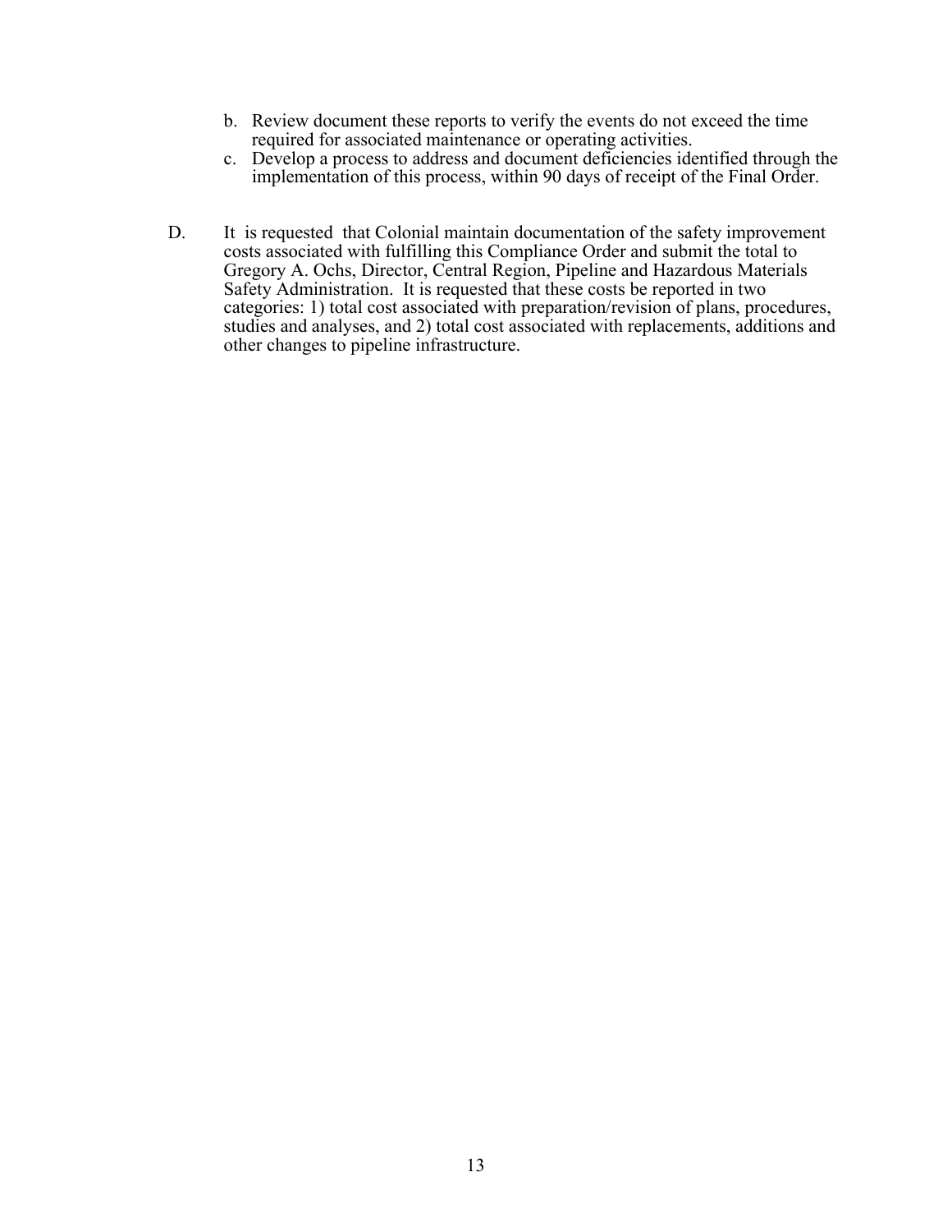b. Review document these reports to verify the events do not exceed the time required for associated maintenance or operating activities.
c. Develop a process to address and document deficiencies identified through the implementation of this process, within 90 days of receipt of the Final Order.

D. It is requested that Colonial maintain documentation of the safety improvement costs associated with fulfilling this Compliance Order and submit the total to Gregory A. Ochs, Director, Central Region, Pipeline and Hazardous Materials Safety Administration. It is requested that these costs be reported in two categories: 1) total cost associated with preparation/revision of plans, procedures, studies and analyses, and 2) total cost associated with replacements, additions and other changes to pipeline infrastructure.